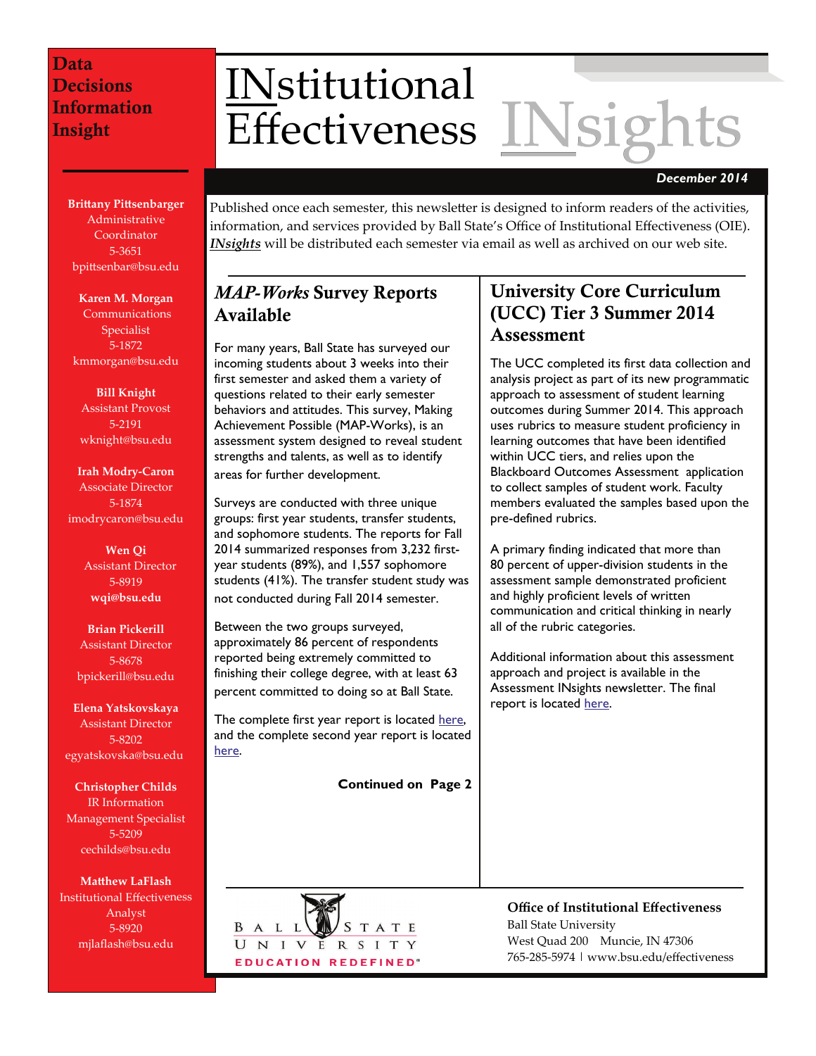# INstitutional Effectiveness INsights

**December 2014**

Data
Decisions
Information
Insight

**Brittany Pittsenbarger**
Administrative Coordinator
5-3651
bpittsenbar@bsu.edu

**Karen M. Morgan**
Communications Specialist
5-1872
kmmorgan@bsu.edu

**Bill Knight**
Assistant Provost
5-2191
wknight@bsu.edu

**Irah Modry-Caron**
Associate Director
5-1874
imodrycaron@bsu.edu

**Wen Qi**
Assistant Director
5-8919
**wqi@bsu.edu**

**Brian Pickerill**
Assistant Director
5-8678
bpickerill@bsu.edu

**Elena Yatskovskaya**
Assistant Director
5-8202
egyatskovska@bsu.edu

**Christopher Childs**
IR Information Management Specialist
5-5209
cechilds@bsu.edu

**Matthew LaFlash**
Institutional Effectiveness Analyst
5-8920
mjlaflash@bsu.edu

Published once each semester, this newsletter is designed to inform readers of the activities, information, and services provided by Ball State's Office of Institutional Effectiveness (OIE). ***INsights*** will be distributed each semester via email as well as archived on our web site.

## *MAP-Works* Survey Reports Available

For many years, Ball State has surveyed our incoming students about 3 weeks into their first semester and asked them a variety of questions related to their early semester behaviors and attitudes. This survey, Making Achievement Possible (MAP-Works), is an assessment system designed to reveal student strengths and talents, as well as to identify areas for further development.

Surveys are conducted with three unique groups: first year students, transfer students, and sophomore students. The reports for Fall 2014 summarized responses from 3,232 first-year students (89%), and 1,557 sophomore students (41%). The transfer student study was not conducted during Fall 2014 semester.

Between the two groups surveyed, approximately 86 percent of respondents reported being extremely committed to finishing their college degree, with at least 63 percent committed to doing so at Ball State.

The complete first year report is located here, and the complete second year report is located here.

**Continued on Page 2**

## University Core Curriculum (UCC) Tier 3 Summer 2014 Assessment

The UCC completed its first data collection and analysis project as part of its new programmatic approach to assessment of student learning outcomes during Summer 2014. This approach uses rubrics to measure student proficiency in learning outcomes that have been identified within UCC tiers, and relies upon the Blackboard Outcomes Assessment application to collect samples of student work. Faculty members evaluated the samples based upon the pre-defined rubrics.

A primary finding indicated that more than 80 percent of upper-division students in the assessment sample demonstrated proficient and highly proficient levels of written communication and critical thinking in nearly all of the rubric categories.

Additional information about this assessment approach and project is available in the Assessment INsights newsletter. The final report is located here.

Ball State University
EDUCATION REDEFINED®

**Office of Institutional Effectiveness**
Ball State University
West Quad 200 Muncie, IN 47306
765-285-5974 | www.bsu.edu/effectiveness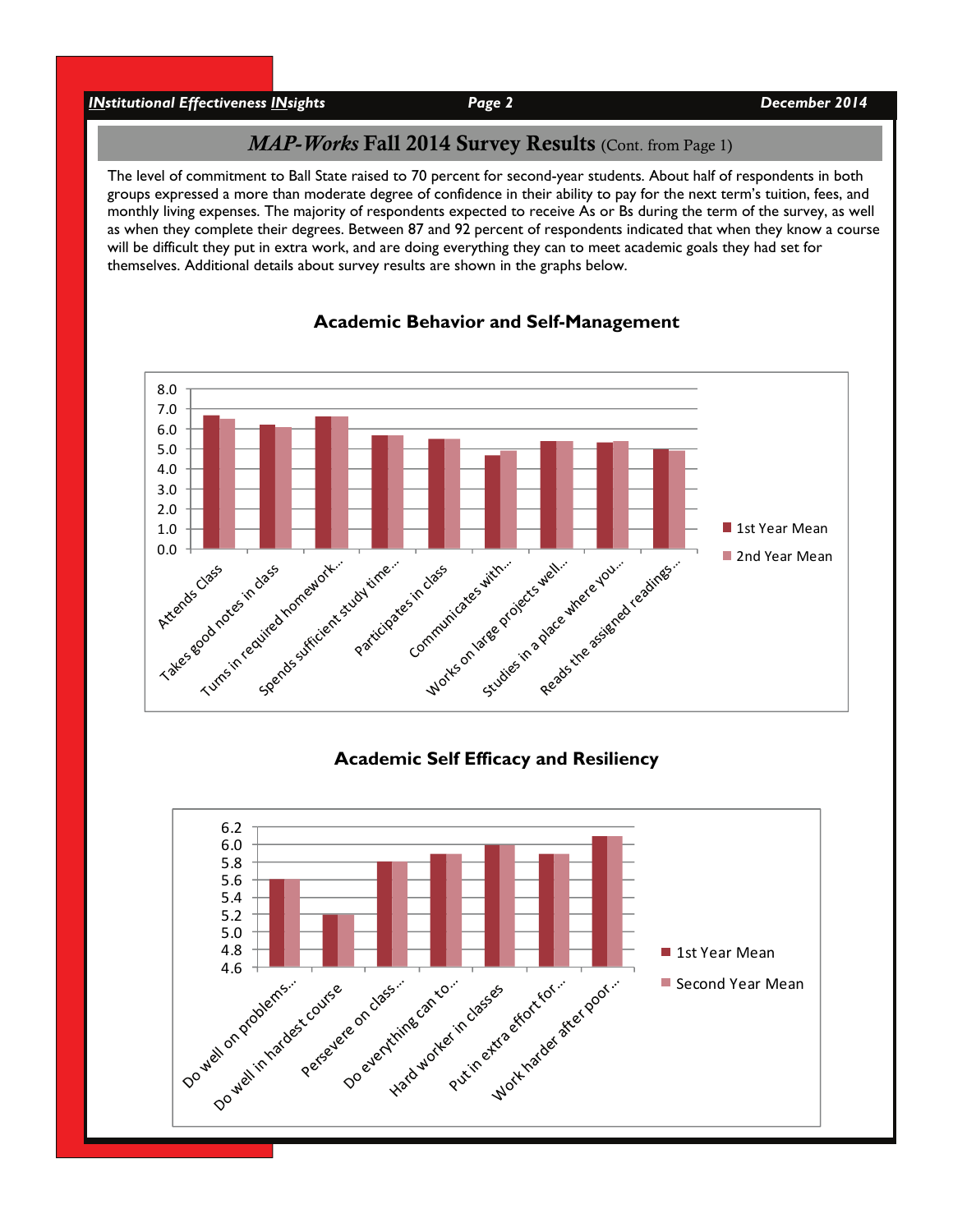## *MAP-Works* Fall 2014 Survey Results (Cont. from Page 1)

The level of commitment to Ball State raised to 70 percent for second-year students. About half of respondents in both groups expressed a more than moderate degree of confidence in their ability to pay for the next term's tuition, fees, and monthly living expenses. The majority of respondents expected to receive As or Bs during the term of the survey, as well as when they complete their degrees. Between 87 and 92 percent of respondents indicated that when they know a course will be difficult they put in extra work, and are doing everything they can to meet academic goals they had set for themselves. Additional details about survey results are shown in the graphs below.

### Academic Behavior and Self-Management

| | 1st Year Mean | 2nd Year Mean |
|---|---|---|
| Attends Class | 6.7 | 6.5 |
| Takes good notes in class | 6.2 | 6.1 |
| Turns in required homework... | 6.6 | 6.6 |
| Spends sufficient study time... | 5.7 | 5.7 |
| Participates in class | 5.5 | 5.5 |
| Communicates with... | 4.7 | 4.9 |
| Works on large projects well... | 5.4 | 5.4 |
| Studies in a place where you... | 5.3 | 5.4 |
| Reads the assigned readings... | 5.0 | 4.9 |

### Academic Self Efficacy and Resiliency

| | 1st Year Mean | Second Year Mean |
|---|---|---|
| Do well on problems... | 5.6 | 5.6 |
| Do well in hardest course | 5.2 | 5.2 |
| Persevere on class... | 5.8 | 5.8 |
| Do everything can to... | 5.9 | 5.9 |
| Hard worker in classes | 6.0 | 6.0 |
| Put in extra effort for... | 5.9 | 5.9 |
| Work harder after poor... | 6.1 | 6.1 |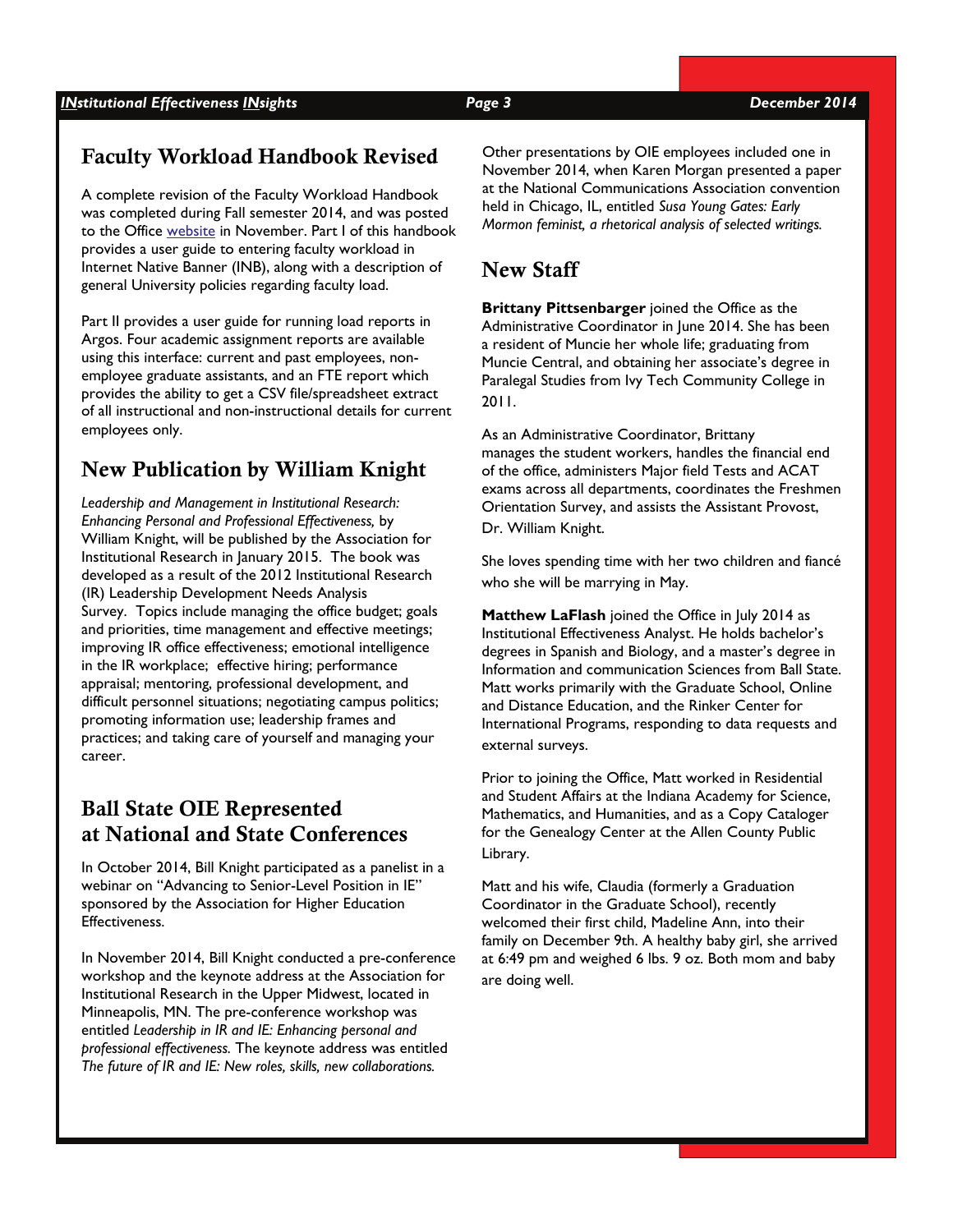## Faculty Workload Handbook Revised

A complete revision of the Faculty Workload Handbook was completed during Fall semester 2014, and was posted to the Office website in November. Part I of this handbook provides a user guide to entering faculty workload in Internet Native Banner (INB), along with a description of general University policies regarding faculty load.

Part II provides a user guide for running load reports in Argos. Four academic assignment reports are available using this interface: current and past employees, non-employee graduate assistants, and an FTE report which provides the ability to get a CSV file/spreadsheet extract of all instructional and non-instructional details for current employees only.

## New Publication by William Knight

*Leadership and Management in Institutional Research: Enhancing Personal and Professional Effectiveness,* by William Knight, will be published by the Association for Institutional Research in January 2015. The book was developed as a result of the 2012 Institutional Research (IR) Leadership Development Needs Analysis Survey. Topics include managing the office budget; goals and priorities, time management and effective meetings; improving IR office effectiveness; emotional intelligence in the IR workplace; effective hiring; performance appraisal; mentoring, professional development, and difficult personnel situations; negotiating campus politics; promoting information use; leadership frames and practices; and taking care of yourself and managing your career.

## Ball State OIE Represented at National and State Conferences

In October 2014, Bill Knight participated as a panelist in a webinar on "Advancing to Senior-Level Position in IE" sponsored by the Association for Higher Education Effectiveness.

In November 2014, Bill Knight conducted a pre-conference workshop and the keynote address at the Association for Institutional Research in the Upper Midwest, located in Minneapolis, MN. The pre-conference workshop was entitled *Leadership in IR and IE: Enhancing personal and professional effectiveness.* The keynote address was entitled *The future of IR and IE: New roles, skills, new collaborations.*

Other presentations by OIE employees included one in November 2014, when Karen Morgan presented a paper at the National Communications Association convention held in Chicago, IL, entitled *Susa Young Gates: Early Mormon feminist, a rhetorical analysis of selected writings.*

## New Staff

**Brittany Pittsenbarger** joined the Office as the Administrative Coordinator in June 2014. She has been a resident of Muncie her whole life; graduating from Muncie Central, and obtaining her associate's degree in Paralegal Studies from Ivy Tech Community College in 2011.

As an Administrative Coordinator, Brittany manages the student workers, handles the financial end of the office, administers Major field Tests and ACAT exams across all departments, coordinates the Freshmen Orientation Survey, and assists the Assistant Provost, Dr. William Knight.

She loves spending time with her two children and fiancé who she will be marrying in May.

**Matthew LaFlash** joined the Office in July 2014 as Institutional Effectiveness Analyst. He holds bachelor's degrees in Spanish and Biology, and a master's degree in Information and communication Sciences from Ball State. Matt works primarily with the Graduate School, Online and Distance Education, and the Rinker Center for International Programs, responding to data requests and external surveys.

Prior to joining the Office, Matt worked in Residential and Student Affairs at the Indiana Academy for Science, Mathematics, and Humanities, and as a Copy Cataloger for the Genealogy Center at the Allen County Public Library.

Matt and his wife, Claudia (formerly a Graduation Coordinator in the Graduate School), recently welcomed their first child, Madeline Ann, into their family on December 9th. A healthy baby girl, she arrived at 6:49 pm and weighed 6 lbs. 9 oz. Both mom and baby are doing well.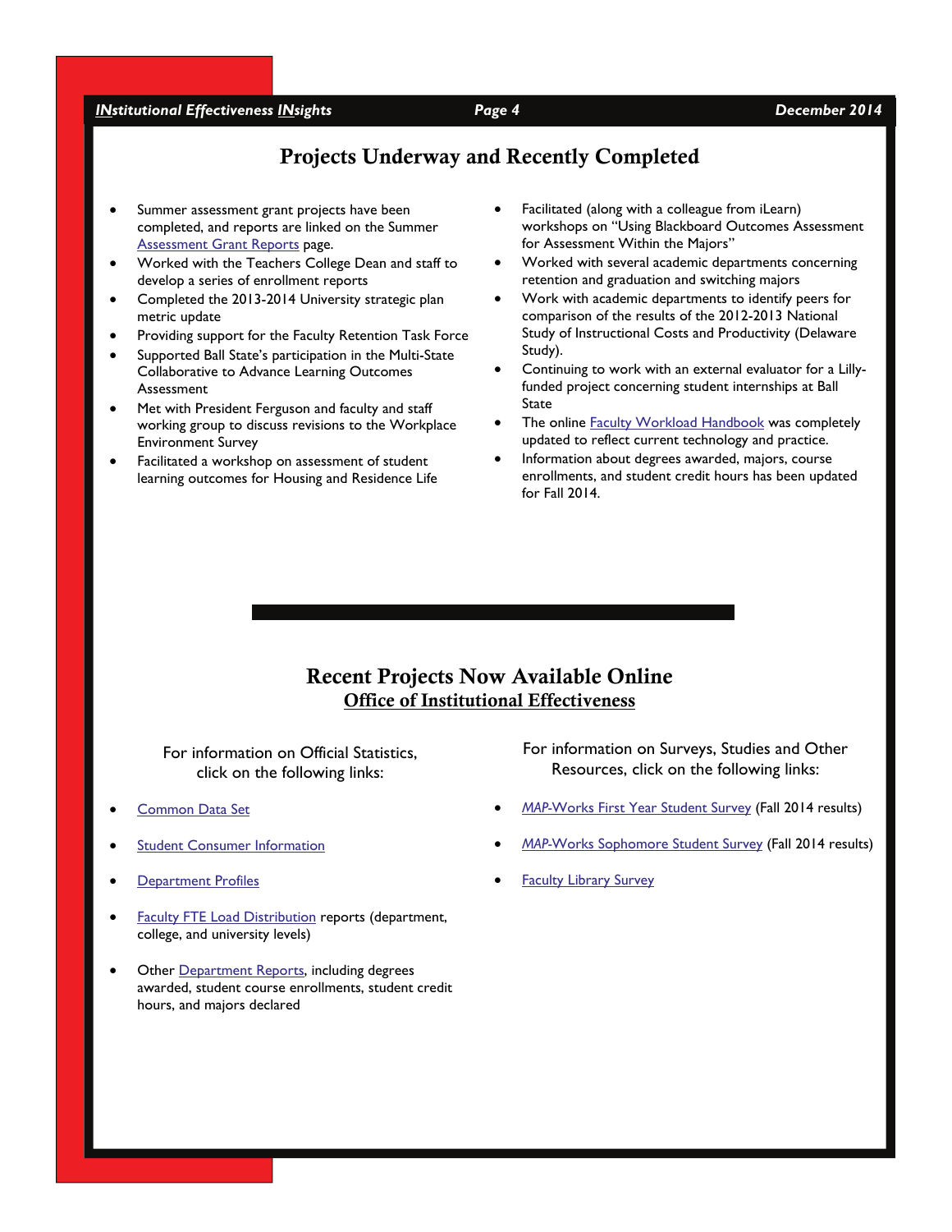## Projects Underway and Recently Completed

- Summer assessment grant projects have been completed, and reports are linked on the Summer Assessment Grant Reports page.
- Worked with the Teachers College Dean and staff to develop a series of enrollment reports
- Completed the 2013-2014 University strategic plan metric update
- Providing support for the Faculty Retention Task Force
- Supported Ball State's participation in the Multi-State Collaborative to Advance Learning Outcomes Assessment
- Met with President Ferguson and faculty and staff working group to discuss revisions to the Workplace Environment Survey
- Facilitated a workshop on assessment of student learning outcomes for Housing and Residence Life
- Facilitated (along with a colleague from iLearn) workshops on "Using Blackboard Outcomes Assessment for Assessment Within the Majors"
- Worked with several academic departments concerning retention and graduation and switching majors
- Work with academic departments to identify peers for comparison of the results of the 2012-2013 National Study of Instructional Costs and Productivity (Delaware Study).
- Continuing to work with an external evaluator for a Lilly-funded project concerning student internships at Ball State
- The online Faculty Workload Handbook was completely updated to reflect current technology and practice.
- Information about degrees awarded, majors, course enrollments, and student credit hours has been updated for Fall 2014.

## Recent Projects Now Available Online

### Office of Institutional Effectiveness

For information on Official Statistics, click on the following links:

- Common Data Set
- Student Consumer Information
- Department Profiles
- Faculty FTE Load Distribution reports (department, college, and university levels)
- Other Department Reports, including degrees awarded, student course enrollments, student credit hours, and majors declared

For information on Surveys, Studies and Other Resources, click on the following links:

- *MAP*-Works First Year Student Survey (Fall 2014 results)
- *MAP*-Works Sophomore Student Survey (Fall 2014 results)
- Faculty Library Survey